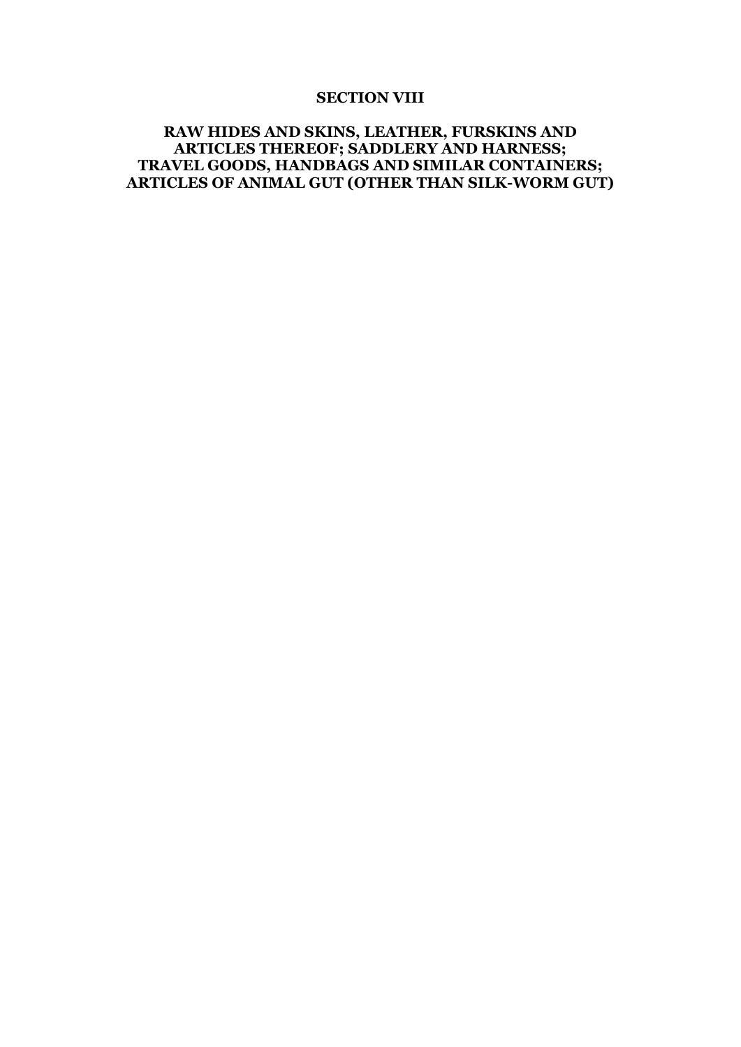# SECTION VIII

## RAW HIDES AND SKINS, LEATHER, FURSKINS AND ARTICLES THEREOF; SADDLERY AND HARNESS; TRAVEL GOODS, HANDBAGS AND SIMILAR CONTAINERS; ARTICLES OF ANIMAL GUT (OTHER THAN SILK-WORM GUT)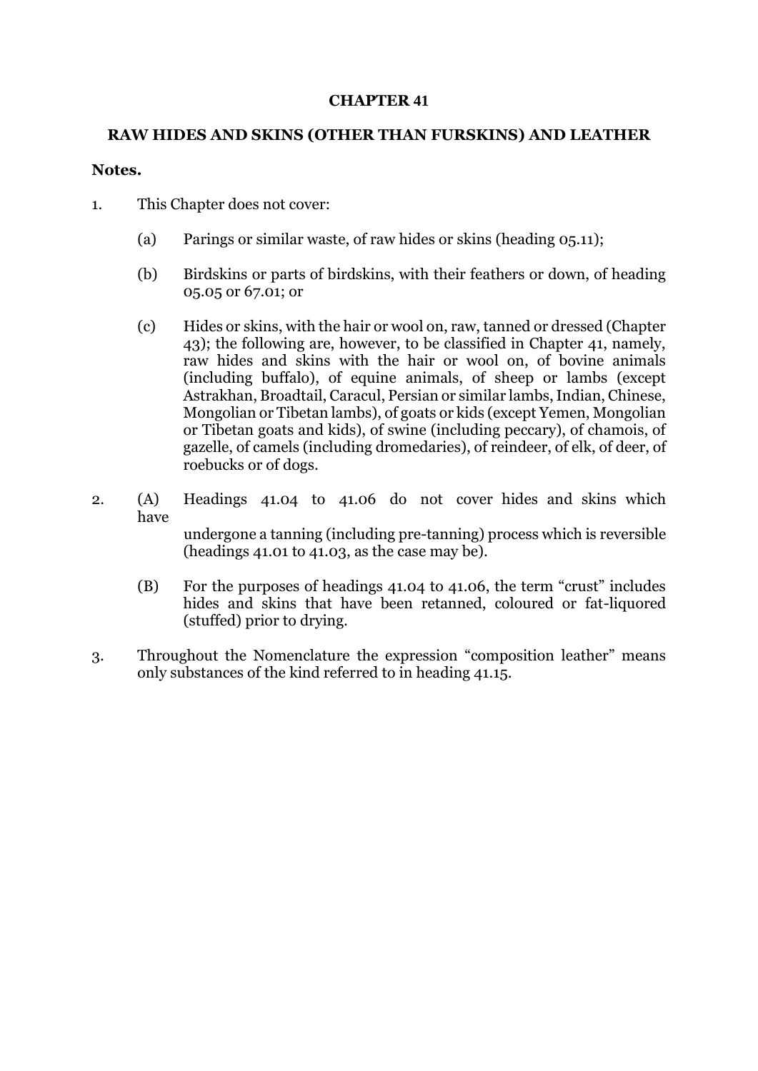# CHAPTER 41

## RAW HIDES AND SKINS (OTHER THAN FURSKINS) AND LEATHER

**Notes.**

1. This Chapter does not cover:

   (a) Parings or similar waste, of raw hides or skins (heading 05.11);

   (b) Birdskins or parts of birdskins, with their feathers or down, of heading 05.05 or 67.01; or

   (c) Hides or skins, with the hair or wool on, raw, tanned or dressed (Chapter 43); the following are, however, to be classified in Chapter 41, namely, raw hides and skins with the hair or wool on, of bovine animals (including buffalo), of equine animals, of sheep or lambs (except Astrakhan, Broadtail, Caracul, Persian or similar lambs, Indian, Chinese, Mongolian or Tibetan lambs), of goats or kids (except Yemen, Mongolian or Tibetan goats and kids), of swine (including peccary), of chamois, of gazelle, of camels (including dromedaries), of reindeer, of elk, of deer, of roebucks or of dogs.

2. (A) Headings 41.04 to 41.06 do not cover hides and skins which have undergone a tanning (including pre-tanning) process which is reversible (headings 41.01 to 41.03, as the case may be).

   (B) For the purposes of headings 41.04 to 41.06, the term "crust" includes hides and skins that have been retanned, coloured or fat-liquored (stuffed) prior to drying.

3. Throughout the Nomenclature the expression "composition leather" means only substances of the kind referred to in heading 41.15.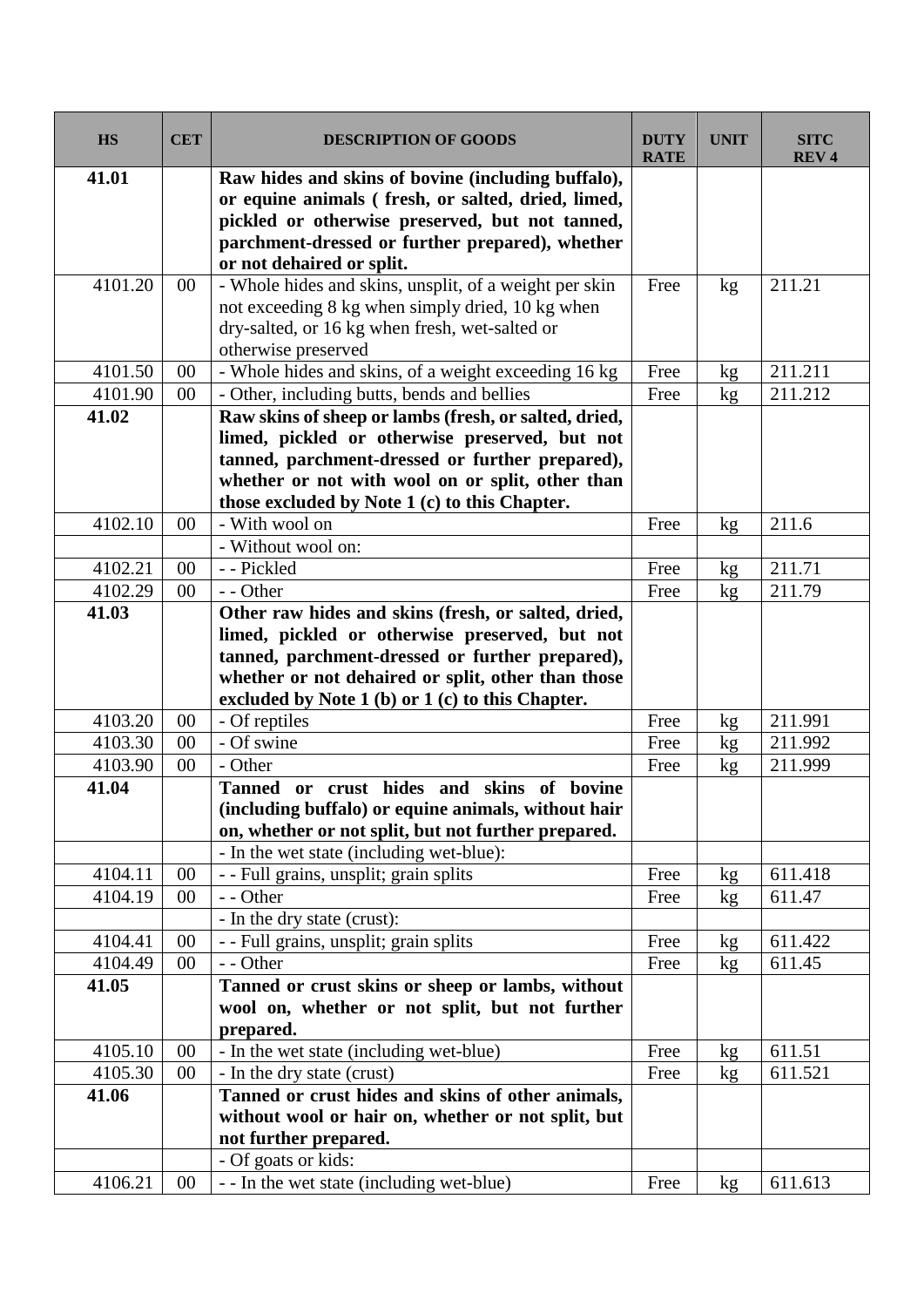| HS | CET | DESCRIPTION OF GOODS | DUTY RATE | UNIT | SITC REV 4 |
|---|---|---|---|---|---|
| **41.01** | | **Raw hides and skins of bovine (including buffalo), or equine animals ( fresh, or salted, dried, limed, pickled or otherwise preserved, but not tanned, parchment-dressed or further prepared), whether or not dehaired or split.** | | | |
| 4101.20 | 00 | - Whole hides and skins, unsplit, of a weight per skin not exceeding 8 kg when simply dried, 10 kg when dry-salted, or 16 kg when fresh, wet-salted or otherwise preserved | Free | kg | 211.21 |
| 4101.50 | 00 | - Whole hides and skins, of a weight exceeding 16 kg | Free | kg | 211.211 |
| 4101.90 | 00 | - Other, including butts, bends and bellies | Free | kg | 211.212 |
| **41.02** | | **Raw skins of sheep or lambs (fresh, or salted, dried, limed, pickled or otherwise preserved, but not tanned, parchment-dressed or further prepared), whether or not with wool on or split, other than those excluded by Note 1 (c) to this Chapter.** | | | |
| 4102.10 | 00 | - With wool on | Free | kg | 211.6 |
| | | - Without wool on: | | | |
| 4102.21 | 00 | - - Pickled | Free | kg | 211.71 |
| 4102.29 | 00 | - - Other | Free | kg | 211.79 |
| **41.03** | | **Other raw hides and skins (fresh, or salted, dried, limed, pickled or otherwise preserved, but not tanned, parchment-dressed or further prepared), whether or not dehaired or split, other than those excluded by Note 1 (b) or 1 (c) to this Chapter.** | | | |
| 4103.20 | 00 | - Of reptiles | Free | kg | 211.991 |
| 4103.30 | 00 | - Of swine | Free | kg | 211.992 |
| 4103.90 | 00 | - Other | Free | kg | 211.999 |
| **41.04** | | **Tanned or crust hides and skins of bovine (including buffalo) or equine animals, without hair on, whether or not split, but not further prepared.** | | | |
| | | - In the wet state (including wet-blue): | | | |
| 4104.11 | 00 | - - Full grains, unsplit; grain splits | Free | kg | 611.418 |
| 4104.19 | 00 | - - Other | Free | kg | 611.47 |
| | | - In the dry state (crust): | | | |
| 4104.41 | 00 | - - Full grains, unsplit; grain splits | Free | kg | 611.422 |
| 4104.49 | 00 | - - Other | Free | kg | 611.45 |
| **41.05** | | **Tanned or crust skins or sheep or lambs, without wool on, whether or not split, but not further prepared.** | | | |
| 4105.10 | 00 | - In the wet state (including wet-blue) | Free | kg | 611.51 |
| 4105.30 | 00 | - In the dry state (crust) | Free | kg | 611.521 |
| **41.06** | | **Tanned or crust hides and skins of other animals, without wool or hair on, whether or not split, but not further prepared.** | | | |
| | | - Of goats or kids: | | | |
| 4106.21 | 00 | - - In the wet state (including wet-blue) | Free | kg | 611.613 |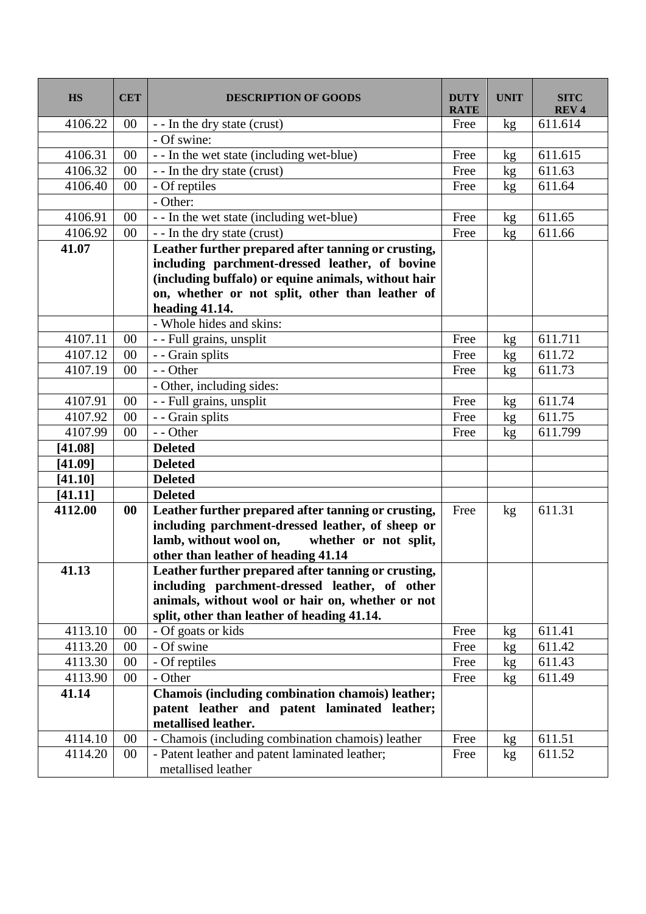| HS | CET | DESCRIPTION OF GOODS | DUTY RATE | UNIT | SITC REV 4 |
|---|---|---|---|---|---|
| 4106.22 | 00 | - - In the dry state (crust) | Free | kg | 611.614 |
| | | - Of swine: | | | |
| 4106.31 | 00 | - - In the wet state (including wet-blue) | Free | kg | 611.615 |
| 4106.32 | 00 | - - In the dry state (crust) | Free | kg | 611.63 |
| 4106.40 | 00 | - Of reptiles | Free | kg | 611.64 |
| | | - Other: | | | |
| 4106.91 | 00 | - - In the wet state (including wet-blue) | Free | kg | 611.65 |
| 4106.92 | 00 | - - In the dry state (crust) | Free | kg | 611.66 |
| **41.07** | | **Leather further prepared after tanning or crusting, including parchment-dressed leather, of bovine (including buffalo) or equine animals, without hair on, whether or not split, other than leather of heading 41.14.** | | | |
| | | - Whole hides and skins: | | | |
| 4107.11 | 00 | - - Full grains, unsplit | Free | kg | 611.711 |
| 4107.12 | 00 | - - Grain splits | Free | kg | 611.72 |
| 4107.19 | 00 | - - Other | Free | kg | 611.73 |
| | | - Other, including sides: | | | |
| 4107.91 | 00 | - - Full grains, unsplit | Free | kg | 611.74 |
| 4107.92 | 00 | - - Grain splits | Free | kg | 611.75 |
| 4107.99 | 00 | - - Other | Free | kg | 611.799 |
| **[41.08]** | | **Deleted** | | | |
| **[41.09]** | | **Deleted** | | | |
| **[41.10]** | | **Deleted** | | | |
| **[41.11]** | | **Deleted** | | | |
| **4112.00** | **00** | **Leather further prepared after tanning or crusting, including parchment-dressed leather, of sheep or lamb, without wool on, whether or not split, other than leather of heading 41.14** | Free | kg | 611.31 |
| **41.13** | | **Leather further prepared after tanning or crusting, including parchment-dressed leather, of other animals, without wool or hair on, whether or not split, other than leather of heading 41.14.** | | | |
| 4113.10 | 00 | - Of goats or kids | Free | kg | 611.41 |
| 4113.20 | 00 | - Of swine | Free | kg | 611.42 |
| 4113.30 | 00 | - Of reptiles | Free | kg | 611.43 |
| 4113.90 | 00 | - Other | Free | kg | 611.49 |
| **41.14** | | **Chamois (including combination chamois) leather; patent leather and patent laminated leather; metallised leather.** | | | |
| 4114.10 | 00 | - Chamois (including combination chamois) leather | Free | kg | 611.51 |
| 4114.20 | 00 | - Patent leather and patent laminated leather; metallised leather | Free | kg | 611.52 |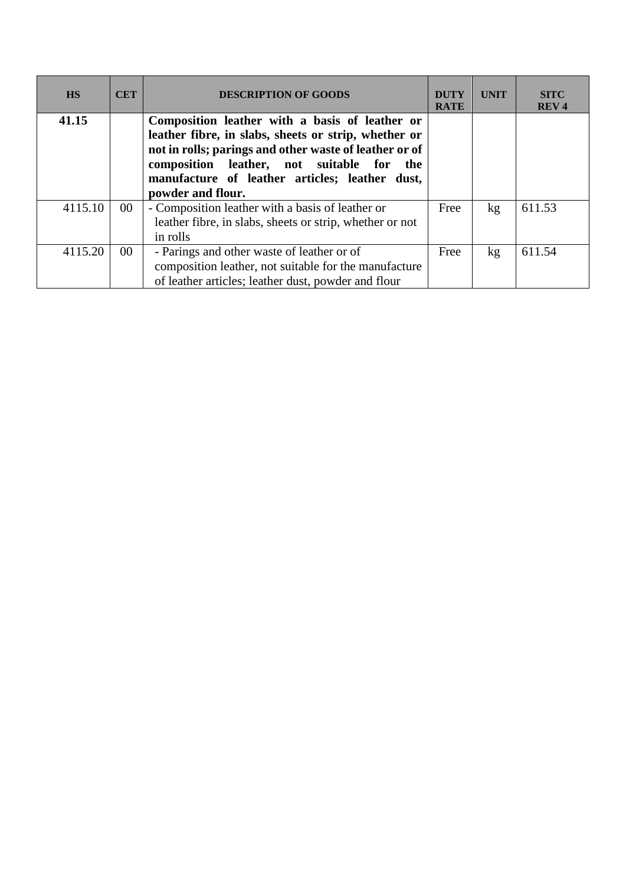| HS | CET | DESCRIPTION OF GOODS | DUTY RATE | UNIT | SITC REV 4 |
|---|---|---|---|---|---|
| **41.15** | | **Composition leather with a basis of leather or leather fibre, in slabs, sheets or strip, whether or not in rolls; parings and other waste of leather or of composition leather, not suitable for the manufacture of leather articles; leather dust, powder and flour.** | | | |
| 4115.10 | 00 | - Composition leather with a basis of leather or leather fibre, in slabs, sheets or strip, whether or not in rolls | Free | kg | 611.53 |
| 4115.20 | 00 | - Parings and other waste of leather or of composition leather, not suitable for the manufacture of leather articles; leather dust, powder and flour | Free | kg | 611.54 |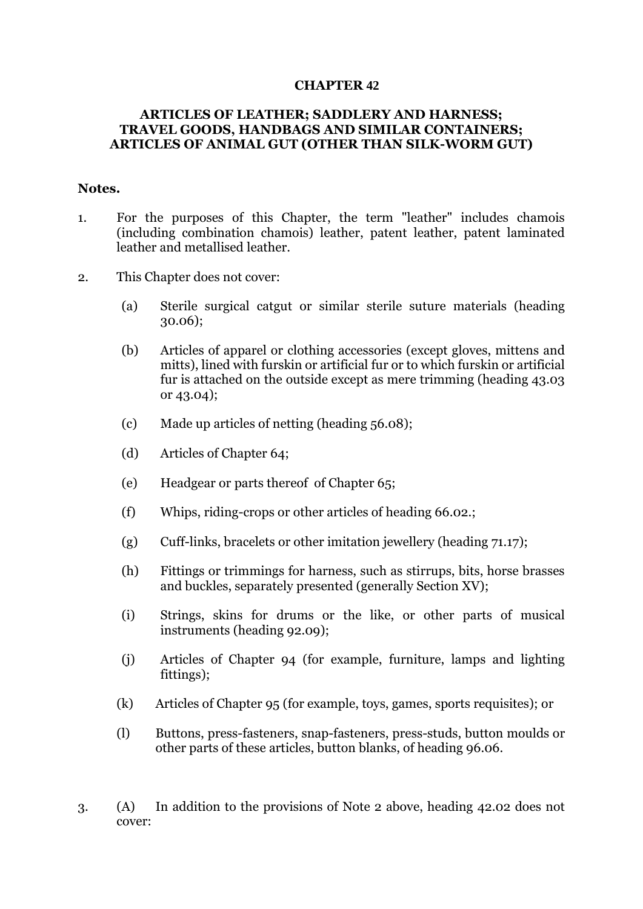# CHAPTER 42

## ARTICLES OF LEATHER; SADDLERY AND HARNESS; TRAVEL GOODS, HANDBAGS AND SIMILAR CONTAINERS; ARTICLES OF ANIMAL GUT (OTHER THAN SILK-WORM GUT)

**Notes.**

1. For the purposes of this Chapter, the term "leather" includes chamois (including combination chamois) leather, patent leather, patent laminated leather and metallised leather.

2. This Chapter does not cover:

   (a) Sterile surgical catgut or similar sterile suture materials (heading 30.06);

   (b) Articles of apparel or clothing accessories (except gloves, mittens and mitts), lined with furskin or artificial fur or to which furskin or artificial fur is attached on the outside except as mere trimming (heading 43.03 or 43.04);

   (c) Made up articles of netting (heading 56.08);

   (d) Articles of Chapter 64;

   (e) Headgear or parts thereof of Chapter 65;

   (f) Whips, riding-crops or other articles of heading 66.02.;

   (g) Cuff-links, bracelets or other imitation jewellery (heading 71.17);

   (h) Fittings or trimmings for harness, such as stirrups, bits, horse brasses and buckles, separately presented (generally Section XV);

   (i) Strings, skins for drums or the like, or other parts of musical instruments (heading 92.09);

   (j) Articles of Chapter 94 (for example, furniture, lamps and lighting fittings);

   (k) Articles of Chapter 95 (for example, toys, games, sports requisites); or

   (l) Buttons, press-fasteners, snap-fasteners, press-studs, button moulds or other parts of these articles, button blanks, of heading 96.06.

3. (A) In addition to the provisions of Note 2 above, heading 42.02 does not cover: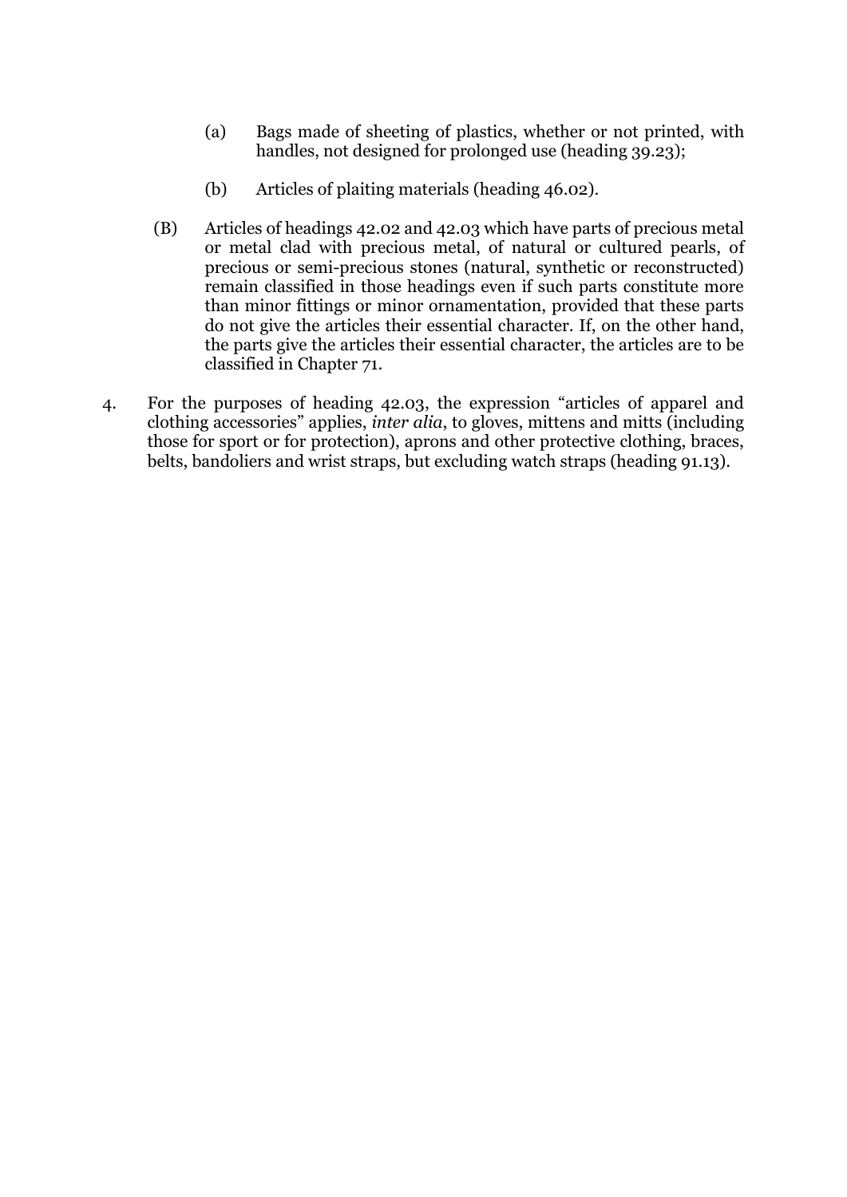(a) Bags made of sheeting of plastics, whether or not printed, with handles, not designed for prolonged use (heading 39.23);

(b) Articles of plaiting materials (heading 46.02).

(B) Articles of headings 42.02 and 42.03 which have parts of precious metal or metal clad with precious metal, of natural or cultured pearls, of precious or semi-precious stones (natural, synthetic or reconstructed) remain classified in those headings even if such parts constitute more than minor fittings or minor ornamentation, provided that these parts do not give the articles their essential character. If, on the other hand, the parts give the articles their essential character, the articles are to be classified in Chapter 71.

4. For the purposes of heading 42.03, the expression "articles of apparel and clothing accessories" applies, *inter alia*, to gloves, mittens and mitts (including those for sport or for protection), aprons and other protective clothing, braces, belts, bandoliers and wrist straps, but excluding watch straps (heading 91.13).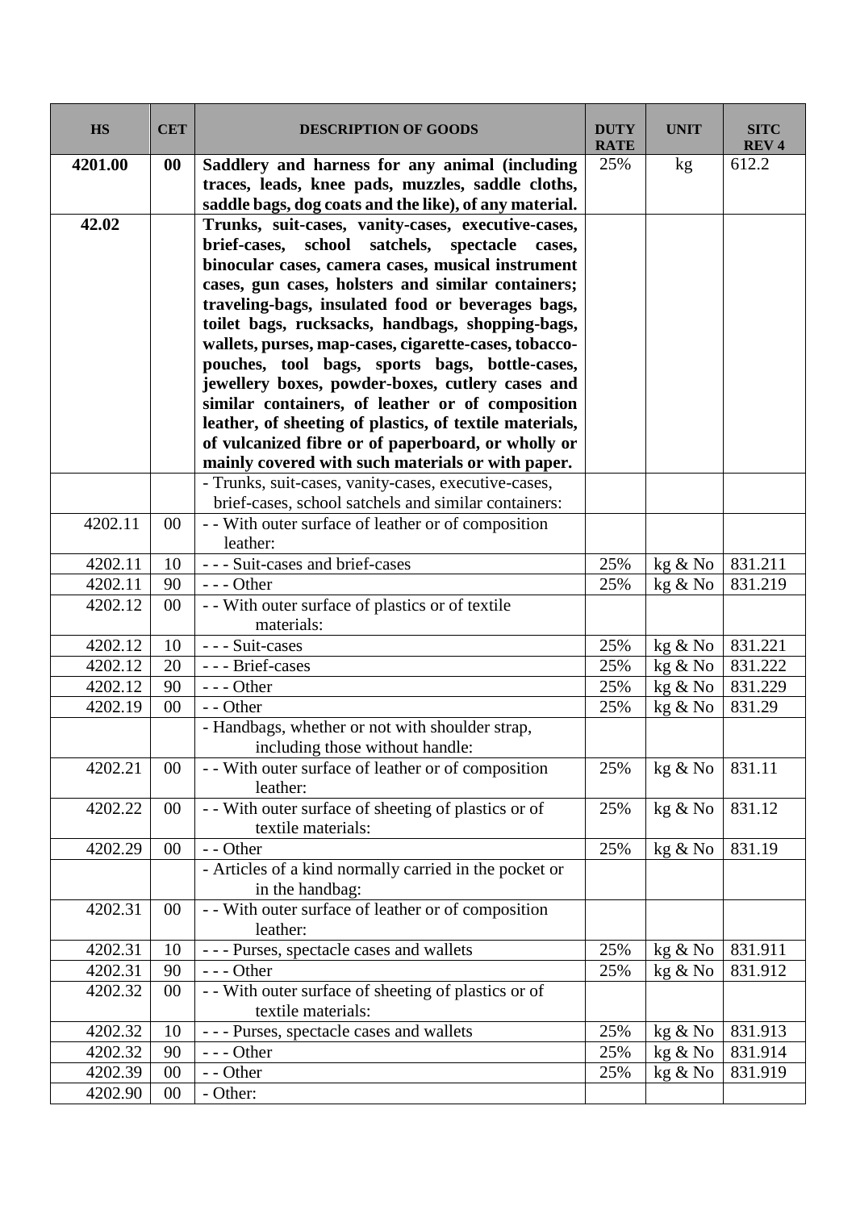| HS | CET | DESCRIPTION OF GOODS | DUTY RATE | UNIT | SITC REV 4 |
|---|---|---|---|---|---|
| **4201.00** | **00** | **Saddlery and harness for any animal (including traces, leads, knee pads, muzzles, saddle cloths, saddle bags, dog coats and the like), of any material.** | 25% | kg | 612.2 |
| **42.02** | | **Trunks, suit-cases, vanity-cases, executive-cases, brief-cases, school satchels, spectacle cases, binocular cases, camera cases, musical instrument cases, gun cases, holsters and similar containers; traveling-bags, insulated food or beverages bags, toilet bags, rucksacks, handbags, shopping-bags, wallets, purses, map-cases, cigarette-cases, tobacco-pouches, tool bags, sports bags, bottle-cases, jewellery boxes, powder-boxes, cutlery cases and similar containers, of leather or of composition leather, of sheeting of plastics, of textile materials, of vulcanized fibre or of paperboard, or wholly or mainly covered with such materials or with paper.** | | | |
| | | - Trunks, suit-cases, vanity-cases, executive-cases, brief-cases, school satchels and similar containers: | | | |
| 4202.11 | 00 | - - With outer surface of leather or of composition leather: | | | |
| 4202.11 | 10 | - - - Suit-cases and brief-cases | 25% | kg & No | 831.211 |
| 4202.11 | 90 | - - - Other | 25% | kg & No | 831.219 |
| 4202.12 | 00 | - - With outer surface of plastics or of textile materials: | | | |
| 4202.12 | 10 | - - - Suit-cases | 25% | kg & No | 831.221 |
| 4202.12 | 20 | - - - Brief-cases | 25% | kg & No | 831.222 |
| 4202.12 | 90 | - - - Other | 25% | kg & No | 831.229 |
| 4202.19 | 00 | - - Other | 25% | kg & No | 831.29 |
| | | - Handbags, whether or not with shoulder strap, including those without handle: | | | |
| 4202.21 | 00 | - - With outer surface of leather or of composition leather: | 25% | kg & No | 831.11 |
| 4202.22 | 00 | - - With outer surface of sheeting of plastics or of textile materials: | 25% | kg & No | 831.12 |
| 4202.29 | 00 | - - Other | 25% | kg & No | 831.19 |
| | | - Articles of a kind normally carried in the pocket or in the handbag: | | | |
| 4202.31 | 00 | - - With outer surface of leather or of composition leather: | | | |
| 4202.31 | 10 | - - - Purses, spectacle cases and wallets | 25% | kg & No | 831.911 |
| 4202.31 | 90 | - - - Other | 25% | kg & No | 831.912 |
| 4202.32 | 00 | - - With outer surface of sheeting of plastics or of textile materials: | | | |
| 4202.32 | 10 | - - - Purses, spectacle cases and wallets | 25% | kg & No | 831.913 |
| 4202.32 | 90 | - - - Other | 25% | kg & No | 831.914 |
| 4202.39 | 00 | - - Other | 25% | kg & No | 831.919 |
| 4202.90 | 00 | - Other: | | | |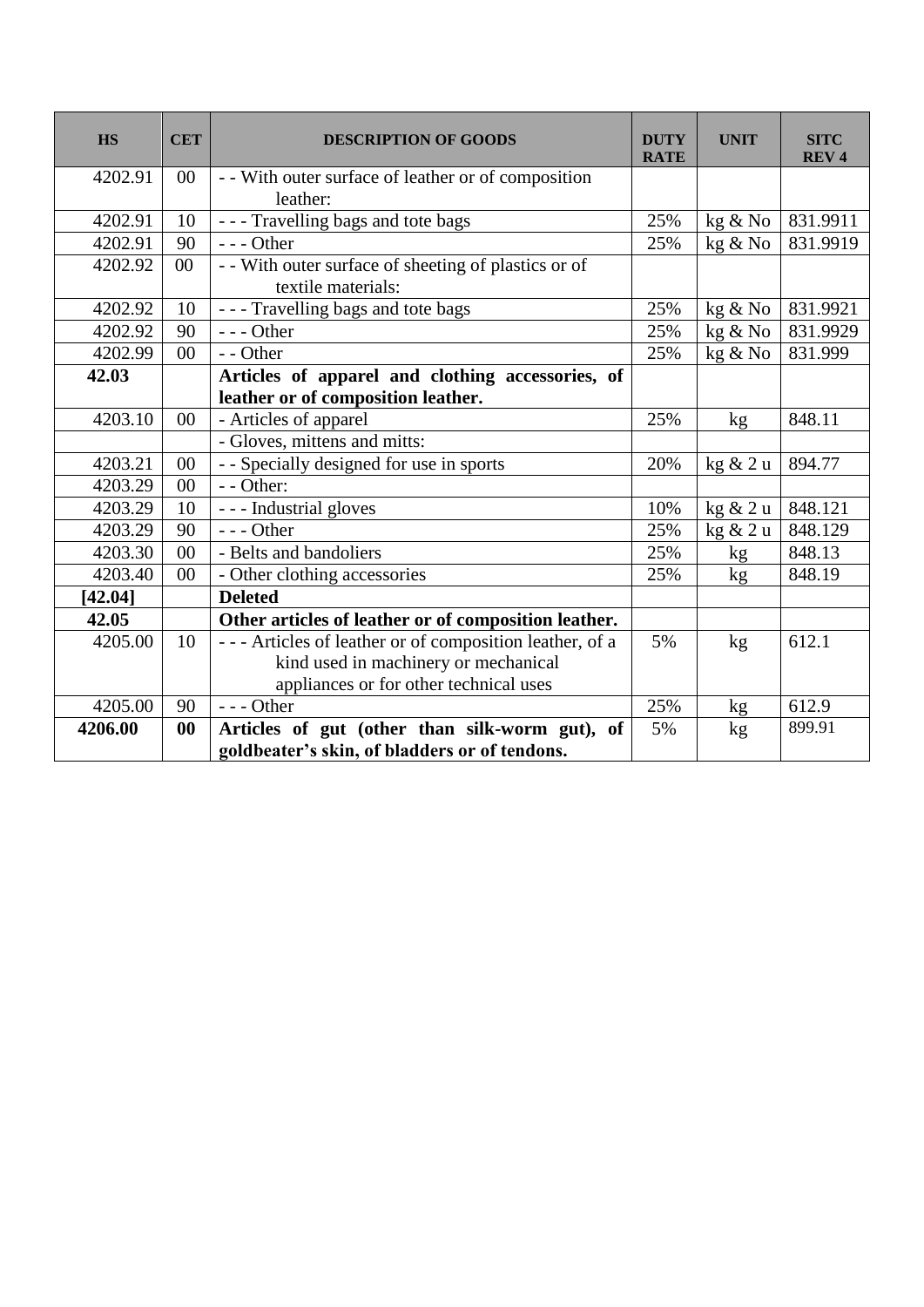| HS | CET | DESCRIPTION OF GOODS | DUTY RATE | UNIT | SITC REV 4 |
|---|---|---|---|---|---|
| 4202.91 | 00 | - - With outer surface of leather or of composition leather: | | | |
| 4202.91 | 10 | - - - Travelling bags and tote bags | 25% | kg & No | 831.9911 |
| 4202.91 | 90 | - - - Other | 25% | kg & No | 831.9919 |
| 4202.92 | 00 | - - With outer surface of sheeting of plastics or of textile materials: | | | |
| 4202.92 | 10 | - - - Travelling bags and tote bags | 25% | kg & No | 831.9921 |
| 4202.92 | 90 | - - - Other | 25% | kg & No | 831.9929 |
| 4202.99 | 00 | - - Other | 25% | kg & No | 831.999 |
| **42.03** | | **Articles of apparel and clothing accessories, of leather or of composition leather.** | | | |
| 4203.10 | 00 | - Articles of apparel | 25% | kg | 848.11 |
| | | - Gloves, mittens and mitts: | | | |
| 4203.21 | 00 | - - Specially designed for use in sports | 20% | kg & 2 u | 894.77 |
| 4203.29 | 00 | - - Other: | | | |
| 4203.29 | 10 | - - - Industrial gloves | 10% | kg & 2 u | 848.121 |
| 4203.29 | 90 | - - - Other | 25% | kg & 2 u | 848.129 |
| 4203.30 | 00 | - Belts and bandoliers | 25% | kg | 848.13 |
| 4203.40 | 00 | - Other clothing accessories | 25% | kg | 848.19 |
| **[42.04]** | | **Deleted** | | | |
| **42.05** | | **Other articles of leather or of composition leather.** | | | |
| 4205.00 | 10 | - - - Articles of leather or of composition leather, of a kind used in machinery or mechanical appliances or for other technical uses | 5% | kg | 612.1 |
| 4205.00 | 90 | - - - Other | 25% | kg | 612.9 |
| **4206.00** | **00** | **Articles of gut (other than silk-worm gut), of goldbeater's skin, of bladders or of tendons.** | 5% | kg | 899.91 |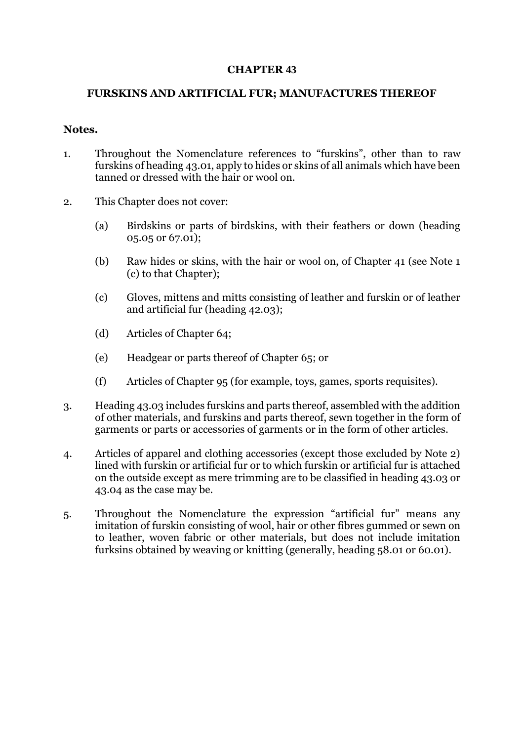# CHAPTER 43

## FURSKINS AND ARTIFICIAL FUR; MANUFACTURES THEREOF

**Notes.**

1. Throughout the Nomenclature references to "furskins", other than to raw furskins of heading 43.01, apply to hides or skins of all animals which have been tanned or dressed with the hair or wool on.

2. This Chapter does not cover:

   (a) Birdskins or parts of birdskins, with their feathers or down (heading 05.05 or 67.01);

   (b) Raw hides or skins, with the hair or wool on, of Chapter 41 (see Note 1 (c) to that Chapter);

   (c) Gloves, mittens and mitts consisting of leather and furskin or of leather and artificial fur (heading 42.03);

   (d) Articles of Chapter 64;

   (e) Headgear or parts thereof of Chapter 65; or

   (f) Articles of Chapter 95 (for example, toys, games, sports requisites).

3. Heading 43.03 includes furskins and parts thereof, assembled with the addition of other materials, and furskins and parts thereof, sewn together in the form of garments or parts or accessories of garments or in the form of other articles.

4. Articles of apparel and clothing accessories (except those excluded by Note 2) lined with furskin or artificial fur or to which furskin or artificial fur is attached on the outside except as mere trimming are to be classified in heading 43.03 or 43.04 as the case may be.

5. Throughout the Nomenclature the expression "artificial fur" means any imitation of furskin consisting of wool, hair or other fibres gummed or sewn on to leather, woven fabric or other materials, but does not include imitation furksins obtained by weaving or knitting (generally, heading 58.01 or 60.01).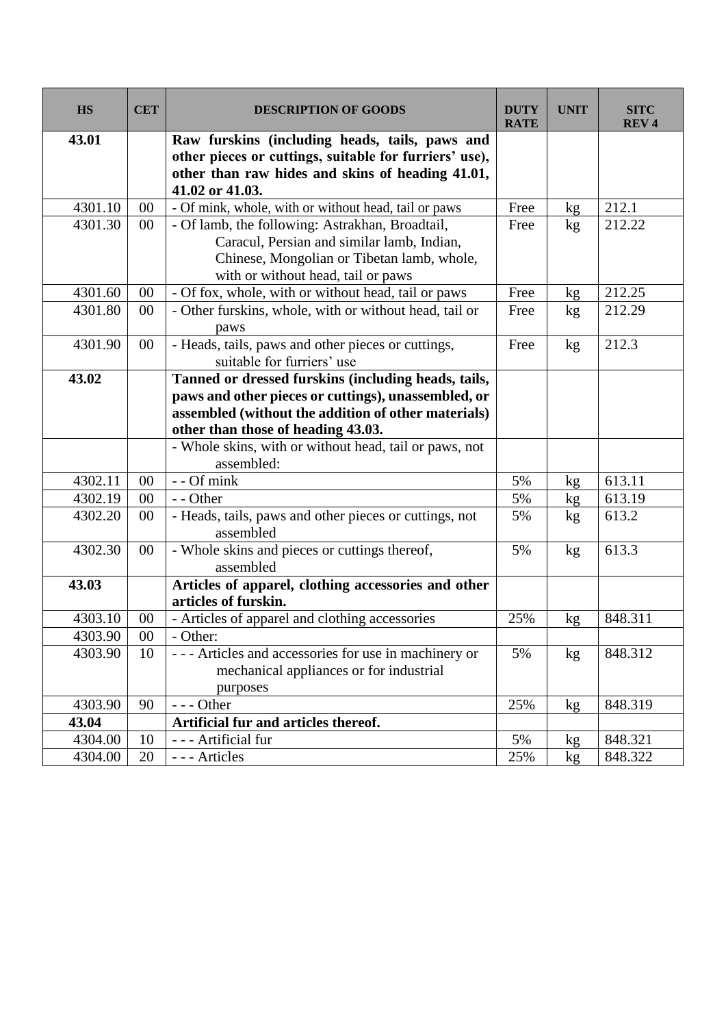| HS | CET | DESCRIPTION OF GOODS | DUTY RATE | UNIT | SITC REV 4 |
|---|---|---|---|---|---|
| **43.01** | | **Raw furskins (including heads, tails, paws and other pieces or cuttings, suitable for furriers' use), other than raw hides and skins of heading 41.01, 41.02 or 41.03.** | | | |
| 4301.10 | 00 | - Of mink, whole, with or without head, tail or paws | Free | kg | 212.1 |
| 4301.30 | 00 | - Of lamb, the following: Astrakhan, Broadtail, Caracul, Persian and similar lamb, Indian, Chinese, Mongolian or Tibetan lamb, whole, with or without head, tail or paws | Free | kg | 212.22 |
| 4301.60 | 00 | - Of fox, whole, with or without head, tail or paws | Free | kg | 212.25 |
| 4301.80 | 00 | - Other furskins, whole, with or without head, tail or paws | Free | kg | 212.29 |
| 4301.90 | 00 | - Heads, tails, paws and other pieces or cuttings, suitable for furriers' use | Free | kg | 212.3 |
| **43.02** | | **Tanned or dressed furskins (including heads, tails, paws and other pieces or cuttings), unassembled, or assembled (without the addition of other materials) other than those of heading 43.03.** | | | |
| | | - Whole skins, with or without head, tail or paws, not assembled: | | | |
| 4302.11 | 00 | - - Of mink | 5% | kg | 613.11 |
| 4302.19 | 00 | - - Other | 5% | kg | 613.19 |
| 4302.20 | 00 | - Heads, tails, paws and other pieces or cuttings, not assembled | 5% | kg | 613.2 |
| 4302.30 | 00 | - Whole skins and pieces or cuttings thereof, assembled | 5% | kg | 613.3 |
| **43.03** | | **Articles of apparel, clothing accessories and other articles of furskin.** | | | |
| 4303.10 | 00 | - Articles of apparel and clothing accessories | 25% | kg | 848.311 |
| 4303.90 | 00 | - Other: | | | |
| 4303.90 | 10 | - - - Articles and accessories for use in machinery or mechanical appliances or for industrial purposes | 5% | kg | 848.312 |
| 4303.90 | 90 | - - - Other | 25% | kg | 848.319 |
| **43.04** | | **Artificial fur and articles thereof.** | | | |
| 4304.00 | 10 | - - - Artificial fur | 5% | kg | 848.321 |
| 4304.00 | 20 | - - - Articles | 25% | kg | 848.322 |